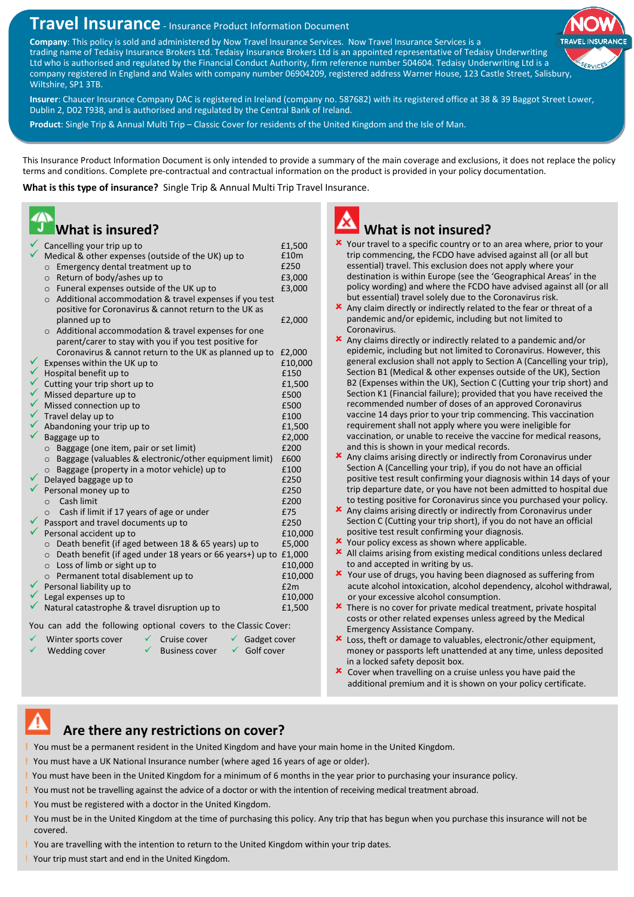# Travel Insurance - Insurance Product Information Document

**Company**: This policy is sold and administered by Now Travel Insurance Services. Now Travel Insurance Services is a trading name of Tedaisy Insurance Brokers Ltd. Tedaisy Insurance Brokers Ltd is an appointed representative of Tedaisy Underwriting Ltd who is authorised and regulated by the Financial Conduct Authority, firm reference number 504604. Tedaisy Underwriting Ltd is a company registered in England and Wales with company number 06904209, registered address Warner House, 123 Castle Street, Salisbury, Wiltshire, SP1 3TB.

**Insurer**: Chaucer Insurance Company DAC is registered in Ireland (company no. 587682) with its registered office at 38 & 39 Baggot Street Lower, Dublin 2, D02 T938, and is authorised and regulated by the Central Bank of Ireland.

**Product**: Single Trip & Annual Multi Trip – Classic Cover for residents of the United Kingdom and the Isle of Man.

This Insurance Product Information Document is only intended to provide a summary of the main coverage and exclusions, it does not replace the policy terms and conditions. Complete pre-contractual and contractual information on the product is provided in your policy documentation.

**What is this type of insurance?** Single Trip & Annual Multi Trip Travel Insurance.

## What is insured?

| Cover | Limit |
|---|---|
| ✓ Cancelling your trip up to | £1,500 |
| ✓ Medical & other expenses (outside of the UK) up to | £10m |
| ○ Emergency dental treatment up to | £250 |
| ○ Return of body/ashes up to | £3,000 |
| ○ Funeral expenses outside of the UK up to | £3,000 |
| ○ Additional accommodation & travel expenses if you test positive for Coronavirus & cannot return to the UK as planned up to | £2,000 |
| ○ Additional accommodation & travel expenses for one parent/carer to stay with you if you test positive for Coronavirus & cannot return to the UK as planned up to | £2,000 |
| ✓ Expenses within the UK up to | £10,000 |
| ✓ Hospital benefit up to | £150 |
| ✓ Cutting your trip short up to | £1,500 |
| ✓ Missed departure up to | £500 |
| ✓ Missed connection up to | £500 |
| ✓ Travel delay up to | £100 |
| ✓ Abandoning your trip up to | £1,500 |
| ✓ Baggage up to | £2,000 |
| ○ Baggage (one item, pair or set limit) | £200 |
| ○ Baggage (valuables & electronic/other equipment limit) | £600 |
| ○ Baggage (property in a motor vehicle) up to | £100 |
| ✓ Delayed baggage up to | £250 |
| ✓ Personal money up to | £250 |
| ○ Cash limit | £200 |
| ○ Cash if limit if 17 years of age or under | £75 |
| ✓ Passport and travel documents up to | £250 |
| ✓ Personal accident up to | £10,000 |
| ○ Death benefit (if aged between 18 & 65 years) up to | £5,000 |
| ○ Death benefit (if aged under 18 years or 66 years+) up to | £1,000 |
| ○ Loss of limb or sight up to | £10,000 |
| ○ Permanent total disablement up to | £10,000 |
| ✓ Personal liability up to | £2m |
| ✓ Legal expenses up to | £10,000 |
| ✓ Natural catastrophe & travel disruption up to | £1,500 |

You can add the following optional covers to the Classic Cover:

- ✓ Winter sports cover
- ✓ Cruise cover
- ✓ Gadget cover
- ✓ Wedding cover
- ✓ Business cover
- ✓ Golf cover

## What is not insured?

- ✗ Your travel to a specific country or to an area where, prior to your trip commencing, the FCDO have advised against all (or all but essential) travel. This exclusion does not apply where your destination is within Europe (see the 'Geographical Areas' in the policy wording) and where the FCDO have advised against all (or all but essential) travel solely due to the Coronavirus risk.
- ✗ Any claim directly or indirectly related to the fear or threat of a pandemic and/or epidemic, including but not limited to Coronavirus.
- ✗ Any claims arising directly or indirectly related to a pandemic and/or epidemic, including but not limited to Coronavirus. However, this general exclusion shall not apply to Section A (Cancelling your trip), Section B1 (Medical & other expenses outside of the UK), Section B2 (Expenses within the UK), Section C (Cutting your trip short) and Section K1 (Financial failure); provided that you have received the recommended number of doses of an approved Coronavirus vaccine 14 days prior to your trip commencing. This vaccination requirement shall not apply where you were ineligible for vaccination, or unable to receive the vaccine for medical reasons, and this is shown in your medical records.
- ✗ Any claims arising directly or indirectly from Coronavirus under Section A (Cancelling your trip), if you do not have an official positive test result confirming your diagnosis within 14 days of your trip departure date, or you have not been admitted to hospital due to testing positive for Coronavirus since you purchased your policy.
- ✗ Any claims arising directly or indirectly from Coronavirus under Section C (Cutting your trip short), if you do not have an official positive test result confirming your diagnosis.
- ✗ Your policy excess as shown where applicable.
- ✗ All claims arising from existing medical conditions unless declared to and accepted in writing by us.
- ✗ Your use of drugs, you having been diagnosed as suffering from acute alcohol intoxication, alcohol dependency, alcohol withdrawal, or your excessive alcohol consumption.
- ✗ There is no cover for private medical treatment, private hospital costs or other related expenses unless agreed by the Medical Emergency Assistance Company.
- ✗ Loss, theft or damage to valuables, electronic/other equipment, money or passports left unattended at any time, unless deposited in a locked safety deposit box.
- ✗ Cover when travelling on a cruise unless you have paid the additional premium and it is shown on your policy certificate.

## Are there any restrictions on cover?

- ! You must be a permanent resident in the United Kingdom and have your main home in the United Kingdom.
- ! You must have a UK National Insurance number (where aged 16 years of age or older).
- ! You must have been in the United Kingdom for a minimum of 6 months in the year prior to purchasing your insurance policy.
- ! You must not be travelling against the advice of a doctor or with the intention of receiving medical treatment abroad.
- ! You must be registered with a doctor in the United Kingdom.
- ! You must be in the United Kingdom at the time of purchasing this policy. Any trip that has begun when you purchase this insurance will not be covered.
- ! You are travelling with the intention to return to the United Kingdom within your trip dates.
- ! Your trip must start and end in the United Kingdom.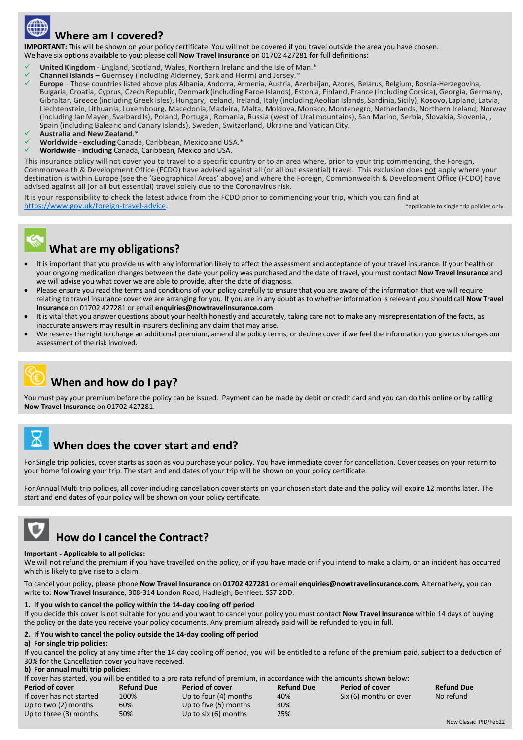## Where am I covered?

**IMPORTANT:** This will be shown on your policy certificate. You will not be covered if you travel outside the area you have chosen.
We have six options available to you; please call **Now Travel Insurance** on 01702 427281 for full definitions:

- ✓ **United Kingdom** - England, Scotland, Wales, Northern Ireland and the Isle of Man.*
- ✓ **Channel Islands** – Guernsey (including Alderney, Sark and Herm) and Jersey.*
- ✓ **Europe** – Those countries listed above plus Albania, Andorra, Armenia, Austria, Azerbaijan, Azores, Belarus, Belgium, Bosnia-Herzegovina, Bulgaria, Croatia, Cyprus, Czech Republic, Denmark (including Faroe Islands), Estonia, Finland, France (including Corsica), Georgia, Germany, Gibraltar, Greece (including Greek Isles), Hungary, Iceland, Ireland, Italy (including Aeolian Islands, Sardinia, Sicily), Kosovo, Lapland, Latvia, Liechtenstein, Lithuania, Luxembourg, Macedonia, Madeira, Malta, Moldova, Monaco, Montenegro, Netherlands, Northern Ireland, Norway (including Jan Mayen, Svalbard Is), Poland, Portugal, Romania, Russia (west of Ural mountains), San Marino, Serbia, Slovakia, Slovenia, , Spain (including Balearic and Canary Islands), Sweden, Switzerland, Ukraine and Vatican City.
- ✓ **Australia and New Zealand**.*
- ✓ **Worldwide - excluding** Canada, Caribbean, Mexico and USA.*
- ✓ **Worldwide - including** Canada, Caribbean, Mexico and USA.

This insurance policy will not cover you to travel to a specific country or to an area where, prior to your trip commencing, the Foreign, Commonwealth & Development Office (FCDO) have advised against all (or all but essential) travel. This exclusion does not apply where your destination is within Europe (see the 'Geographical Areas' above) and where the Foreign, Commonwealth & Development Office (FCDO) have advised against all (or all but essential) travel solely due to the Coronavirus risk.

It is your responsibility to check the latest advice from the FCDO prior to commencing your trip, which you can find at https://www.gov.uk/foreign-travel-advice.

*applicable to single trip policies only.

## What are my obligations?

- It is important that you provide us with any information likely to affect the assessment and acceptance of your travel insurance. If your health or your ongoing medication changes between the date your policy was purchased and the date of travel, you must contact **Now Travel Insurance** and we will advise you what cover we are able to provide, after the date of diagnosis.
- Please ensure you read the terms and conditions of your policy carefully to ensure that you are aware of the information that we will require relating to travel insurance cover we are arranging for you. If you are in any doubt as to whether information is relevant you should call **Now Travel Insurance** on 01702 427281 or email **enquiries@nowtravelinsurance.com**
- It is vital that you answer questions about your health honestly and accurately, taking care not to make any misrepresentation of the facts, as inaccurate answers may result in insurers declining any claim that may arise.
- We reserve the right to charge an additional premium, amend the policy terms, or decline cover if we feel the information you give us changes our assessment of the risk involved.

## When and how do I pay?

You must pay your premium before the policy can be issued. Payment can be made by debit or credit card and you can do this online or by calling **Now Travel Insurance** on 01702 427281.

## When does the cover start and end?

For Single trip policies, cover starts as soon as you purchase your policy. You have immediate cover for cancellation. Cover ceases on your return to your home following your trip. The start and end dates of your trip will be shown on your policy certificate.

For Annual Multi trip policies, all cover including cancellation cover starts on your chosen start date and the policy will expire 12 months later. The start and end dates of your policy will be shown on your policy certificate.

## How do I cancel the Contract?

**Important - Applicable to all policies:**
We will not refund the premium if you have travelled on the policy, or if you have made or if you intend to make a claim, or an incident has occurred which is likely to give rise to a claim.

To cancel your policy, please phone **Now Travel Insurance** on **01702 427281** or email **enquiries@nowtravelinsurance.com**. Alternatively, you can write to: **Now Travel Insurance**, 308-314 London Road, Hadleigh, Benfleet. SS7 2DD.

**1. If you wish to cancel the policy within the 14-day cooling off period**
If you decide this cover is not suitable for you and you want to cancel your policy you must contact **Now Travel Insurance** within 14 days of buying the policy or the date you receive your policy documents. Any premium already paid will be refunded to you in full.

**2. If You wish to cancel the policy outside the 14-day cooling off period**

**a) For single trip policies:**
If you cancel the policy at any time after the 14 day cooling off period, you will be entitled to a refund of the premium paid, subject to a deduction of 30% for the Cancellation cover you have received.

**b) For annual multi trip policies:**
If cover has started, you will be entitled to a pro rata refund of premium, in accordance with the amounts shown below:

| Period of cover | Refund Due | Period of cover | Refund Due | Period of cover | Refund Due |
|---|---|---|---|---|---|
| If cover has not started | 100% | Up to four (4) months | 40% | Six (6) months or over | No refund |
| Up to two (2) months | 60% | Up to five (5) months | 30% | | |
| Up to three (3) months | 50% | Up to six (6) months | 25% | | |

Now Classic IPID/Feb22